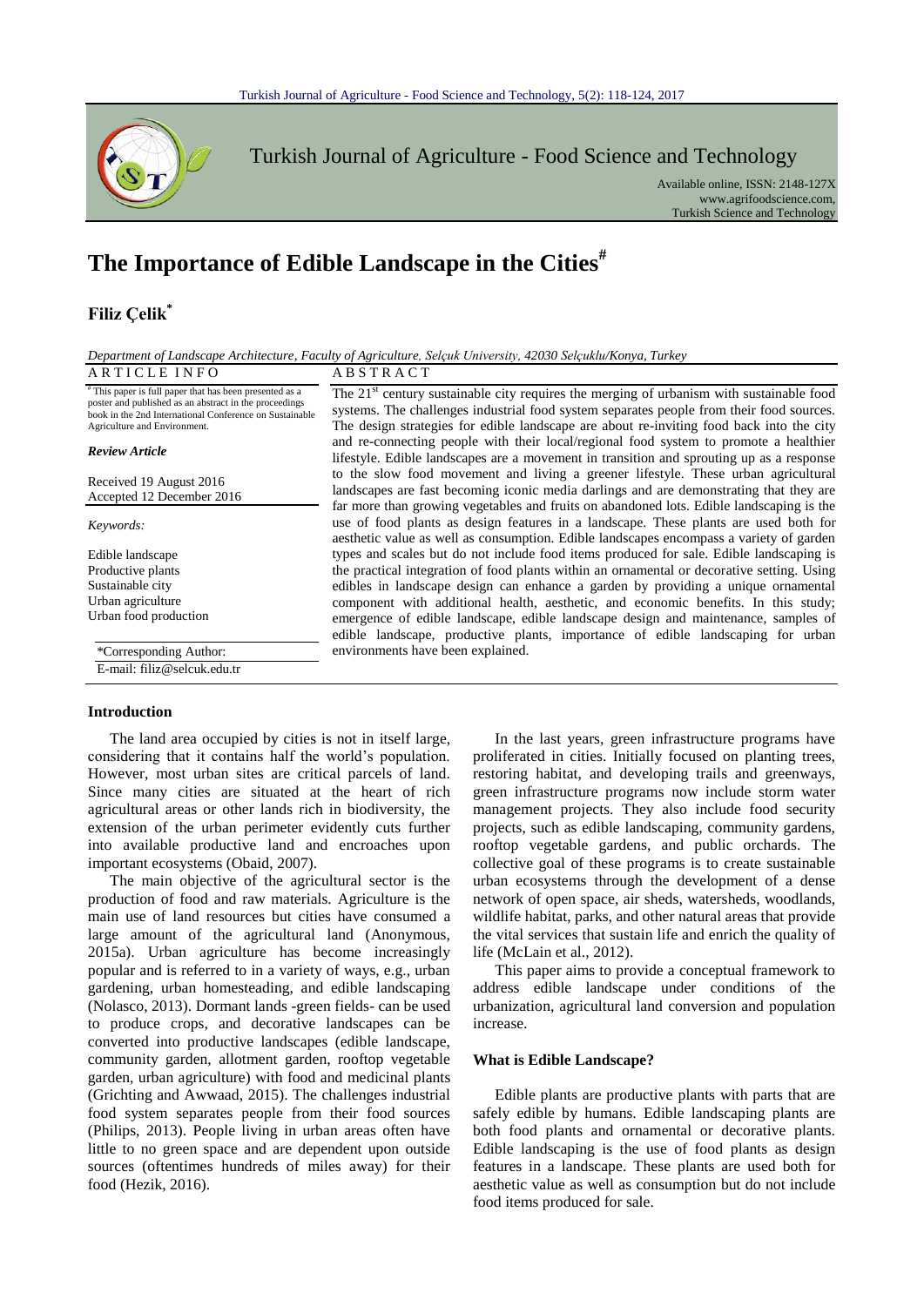Turkish Journal of Agriculture - Food Science and Technology

Available online, ISSN: 2148-127X
www.agrifoodscience.com,
Turkish Science and Technology

# The Importance of Edible Landscape in the Cities[#]

**Filiz Çelik[*]**

*Department of Landscape Architecture, Faculty of Agriculture, Selçuk University, 42030 Selçuklu/Konya, Turkey*

**ARTICLE INFO**

[#] This paper is full paper that has been presented as a poster and published as an abstract in the proceedings book in the 2nd International Conference on Sustainable Agriculture and Environment.

*Review Article*

Received 19 August 2016
Accepted 12 December 2016

*Keywords:*

Edible landscape
Productive plants
Sustainable city
Urban agriculture
Urban food production

*Corresponding Author:
E-mail: filiz@selcuk.edu.tr

**ABSTRACT**

The 21[st] century sustainable city requires the merging of urbanism with sustainable food systems. The challenges industrial food system separates people from their food sources. The design strategies for edible landscape are about re-inviting food back into the city and re-connecting people with their local/regional food system to promote a healthier lifestyle. Edible landscapes are a movement in transition and sprouting up as a response to the slow food movement and living a greener lifestyle. These urban agricultural landscapes are fast becoming iconic media darlings and are demonstrating that they are far more than growing vegetables and fruits on abandoned lots. Edible landscaping is the use of food plants as design features in a landscape. These plants are used both for aesthetic value as well as consumption. Edible landscapes encompass a variety of garden types and scales but do not include food items produced for sale. Edible landscaping is the practical integration of food plants within an ornamental or decorative setting. Using edibles in landscape design can enhance a garden by providing a unique ornamental component with additional health, aesthetic, and economic benefits. In this study; emergence of edible landscape, edible landscape design and maintenance, samples of edible landscape, productive plants, importance of edible landscaping for urban environments have been explained.

## Introduction

The land area occupied by cities is not in itself large, considering that it contains half the world's population. However, most urban sites are critical parcels of land. Since many cities are situated at the heart of rich agricultural areas or other lands rich in biodiversity, the extension of the urban perimeter evidently cuts further into available productive land and encroaches upon important ecosystems (Obaid, 2007).

The main objective of the agricultural sector is the production of food and raw materials. Agriculture is the main use of land resources but cities have consumed a large amount of the agricultural land (Anonymous, 2015a). Urban agriculture has become increasingly popular and is referred to in a variety of ways, e.g., urban gardening, urban homesteading, and edible landscaping (Nolasco, 2013). Dormant lands -green fields- can be used to produce crops, and decorative landscapes can be converted into productive landscapes (edible landscape, community garden, allotment garden, rooftop vegetable garden, urban agriculture) with food and medicinal plants (Grichting and Awwaad, 2015). The challenges industrial food system separates people from their food sources (Philips, 2013). People living in urban areas often have little to no green space and are dependent upon outside sources (oftentimes hundreds of miles away) for their food (Hezik, 2016).

In the last years, green infrastructure programs have proliferated in cities. Initially focused on planting trees, restoring habitat, and developing trails and greenways, green infrastructure programs now include storm water management projects. They also include food security projects, such as edible landscaping, community gardens, rooftop vegetable gardens, and public orchards. The collective goal of these programs is to create sustainable urban ecosystems through the development of a dense network of open space, air sheds, watersheds, woodlands, wildlife habitat, parks, and other natural areas that provide the vital services that sustain life and enrich the quality of life (McLain et al., 2012).

This paper aims to provide a conceptual framework to address edible landscape under conditions of the urbanization, agricultural land conversion and population increase.

## What is Edible Landscape?

Edible plants are productive plants with parts that are safely edible by humans. Edible landscaping plants are both food plants and ornamental or decorative plants. Edible landscaping is the use of food plants as design features in a landscape. These plants are used both for aesthetic value as well as consumption but do not include food items produced for sale.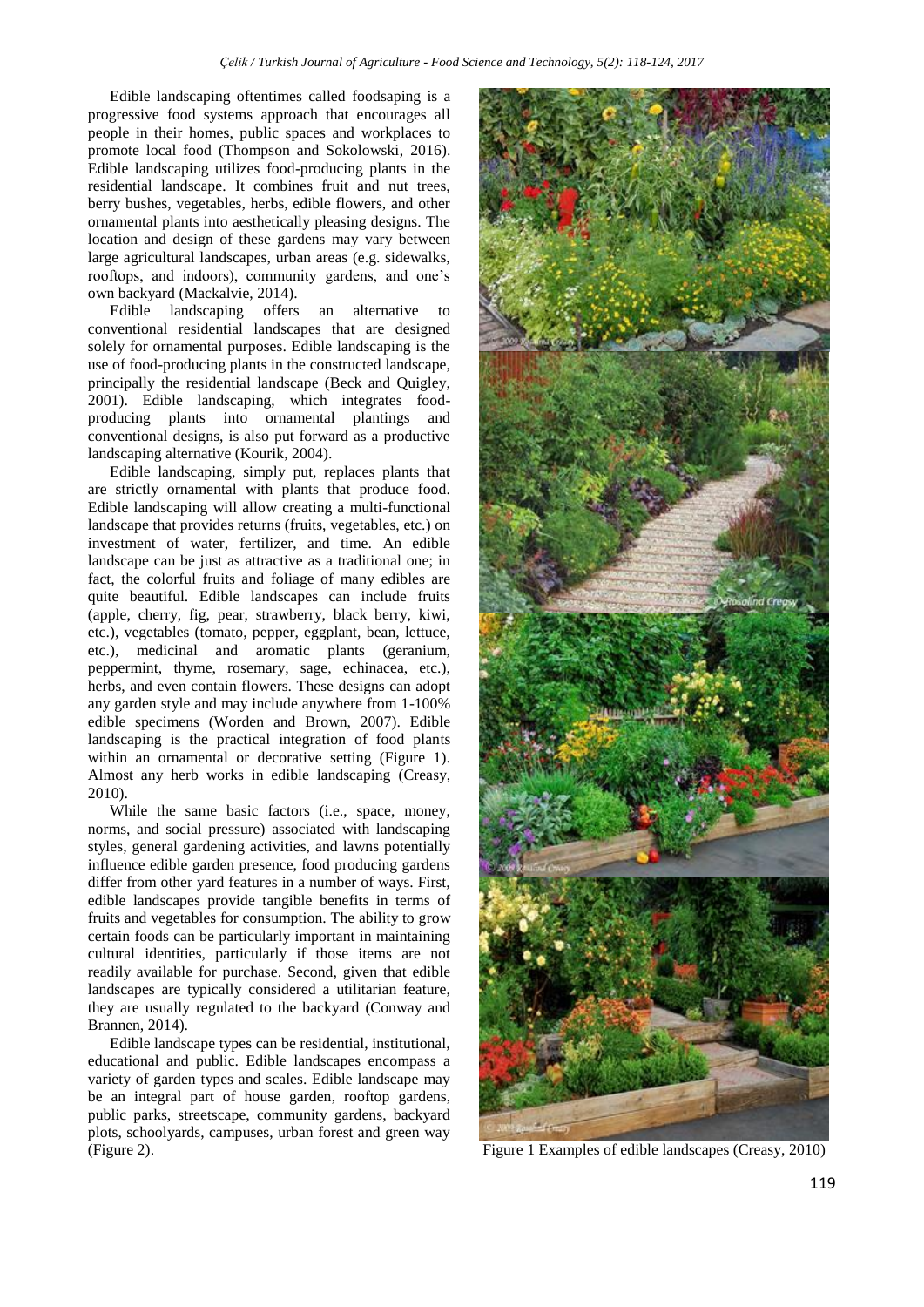Edible landscaping oftentimes called foodsaping is a progressive food systems approach that encourages all people in their homes, public spaces and workplaces to promote local food (Thompson and Sokolowski, 2016). Edible landscaping utilizes food-producing plants in the residential landscape. It combines fruit and nut trees, berry bushes, vegetables, herbs, edible flowers, and other ornamental plants into aesthetically pleasing designs. The location and design of these gardens may vary between large agricultural landscapes, urban areas (e.g. sidewalks, rooftops, and indoors), community gardens, and one's own backyard (Mackalvie, 2014).

Edible landscaping offers an alternative to conventional residential landscapes that are designed solely for ornamental purposes. Edible landscaping is the use of food-producing plants in the constructed landscape, principally the residential landscape (Beck and Quigley, 2001). Edible landscaping, which integrates food-producing plants into ornamental plantings and conventional designs, is also put forward as a productive landscaping alternative (Kourik, 2004).

Edible landscaping, simply put, replaces plants that are strictly ornamental with plants that produce food. Edible landscaping will allow creating a multi-functional landscape that provides returns (fruits, vegetables, etc.) on investment of water, fertilizer, and time. An edible landscape can be just as attractive as a traditional one; in fact, the colorful fruits and foliage of many edibles are quite beautiful. Edible landscapes can include fruits (apple, cherry, fig, pear, strawberry, black berry, kiwi, etc.), vegetables (tomato, pepper, eggplant, bean, lettuce, etc.), medicinal and aromatic plants (geranium, peppermint, thyme, rosemary, sage, echinacea, etc.), herbs, and even contain flowers. These designs can adopt any garden style and may include anywhere from 1-100% edible specimens (Worden and Brown, 2007). Edible landscaping is the practical integration of food plants within an ornamental or decorative setting (Figure 1). Almost any herb works in edible landscaping (Creasy, 2010).

While the same basic factors (i.e., space, money, norms, and social pressure) associated with landscaping styles, general gardening activities, and lawns potentially influence edible garden presence, food producing gardens differ from other yard features in a number of ways. First, edible landscapes provide tangible benefits in terms of fruits and vegetables for consumption. The ability to grow certain foods can be particularly important in maintaining cultural identities, particularly if those items are not readily available for purchase. Second, given that edible landscapes are typically considered a utilitarian feature, they are usually regulated to the backyard (Conway and Brannen, 2014).

Edible landscape types can be residential, institutional, educational and public. Edible landscapes encompass a variety of garden types and scales. Edible landscape may be an integral part of house garden, rooftop gardens, public parks, streetscape, community gardens, backyard plots, schoolyards, campuses, urban forest and green way (Figure 2).

Figure 1 Examples of edible landscapes (Creasy, 2010)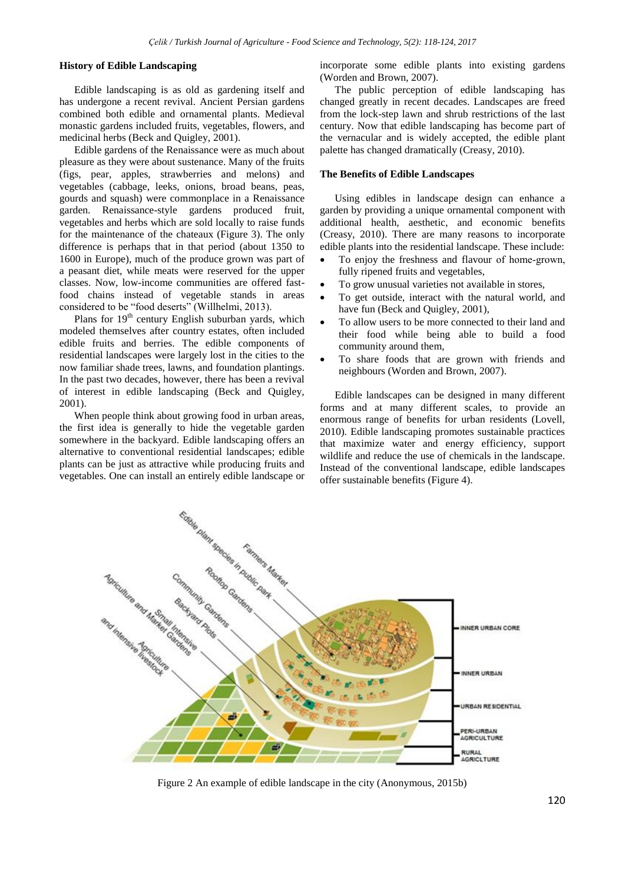### History of Edible Landscaping

Edible landscaping is as old as gardening itself and has undergone a recent revival. Ancient Persian gardens combined both edible and ornamental plants. Medieval monastic gardens included fruits, vegetables, flowers, and medicinal herbs (Beck and Quigley, 2001).

Edible gardens of the Renaissance were as much about pleasure as they were about sustenance. Many of the fruits (figs, pear, apples, strawberries and melons) and vegetables (cabbage, leeks, onions, broad beans, peas, gourds and squash) were commonplace in a Renaissance garden. Renaissance-style gardens produced fruit, vegetables and herbs which are sold locally to raise funds for the maintenance of the chateaux (Figure 3). The only difference is perhaps that in that period (about 1350 to 1600 in Europe), much of the produce grown was part of a peasant diet, while meats were reserved for the upper classes. Now, low-income communities are offered fast-food chains instead of vegetable stands in areas considered to be "food deserts" (Willhelmi, 2013).

Plans for 19th century English suburban yards, which modeled themselves after country estates, often included edible fruits and berries. The edible components of residential landscapes were largely lost in the cities to the now familiar shade trees, lawns, and foundation plantings. In the past two decades, however, there has been a revival of interest in edible landscaping (Beck and Quigley, 2001).

When people think about growing food in urban areas, the first idea is generally to hide the vegetable garden somewhere in the backyard. Edible landscaping offers an alternative to conventional residential landscapes; edible plants can be just as attractive while producing fruits and vegetables. One can install an entirely edible landscape or incorporate some edible plants into existing gardens (Worden and Brown, 2007).

The public perception of edible landscaping has changed greatly in recent decades. Landscapes are freed from the lock-step lawn and shrub restrictions of the last century. Now that edible landscaping has become part of the vernacular and is widely accepted, the edible plant palette has changed dramatically (Creasy, 2010).

### The Benefits of Edible Landscapes

Using edibles in landscape design can enhance a garden by providing a unique ornamental component with additional health, aesthetic, and economic benefits (Creasy, 2010). There are many reasons to incorporate edible plants into the residential landscape. These include:

- To enjoy the freshness and flavour of home-grown, fully ripened fruits and vegetables,
- To grow unusual varieties not available in stores,
- To get outside, interact with the natural world, and have fun (Beck and Quigley, 2001),
- To allow users to be more connected to their land and their food while being able to build a food community around them,
- To share foods that are grown with friends and neighbours (Worden and Brown, 2007).

Edible landscapes can be designed in many different forms and at many different scales, to provide an enormous range of benefits for urban residents (Lovell, 2010). Edible landscaping promotes sustainable practices that maximize water and energy efficiency, support wildlife and reduce the use of chemicals in the landscape. Instead of the conventional landscape, edible landscapes offer sustainable benefits (Figure 4).

Figure 2 An example of edible landscape in the city (Anonymous, 2015b)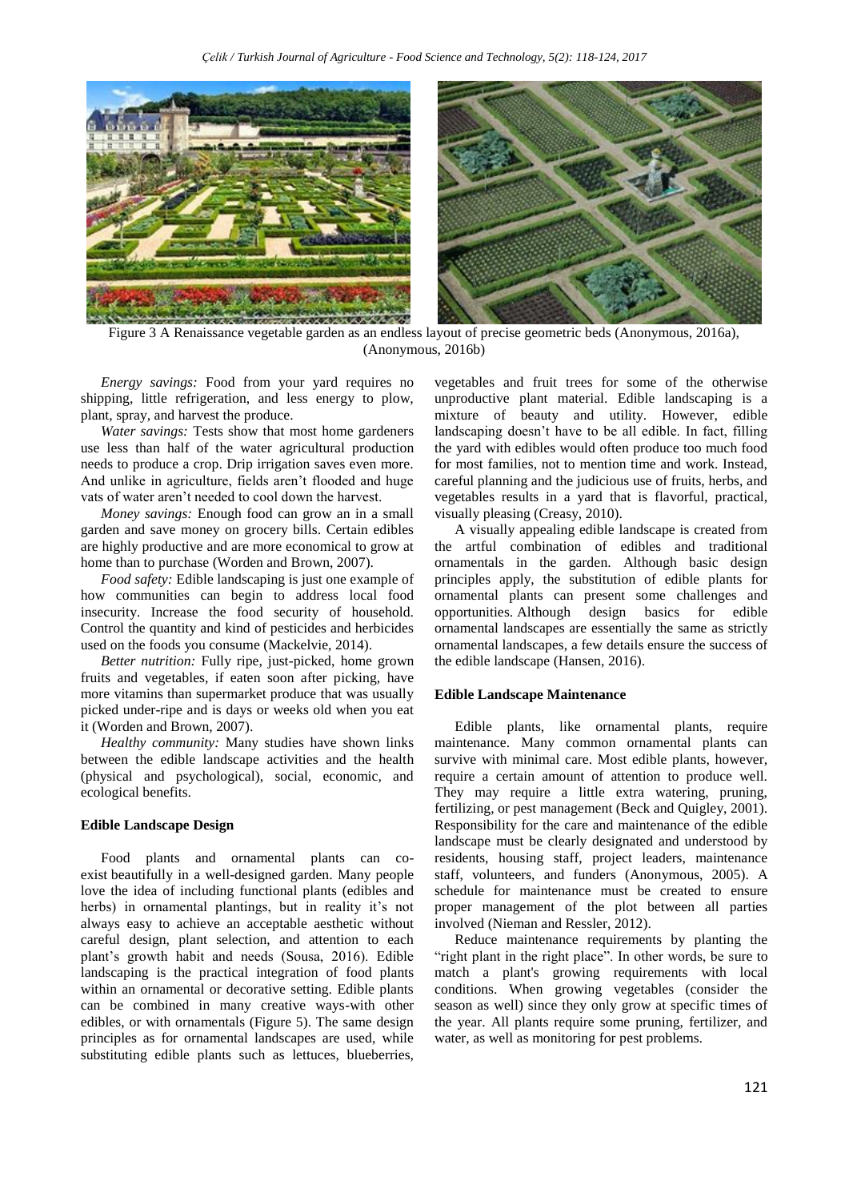Figure 3 A Renaissance vegetable garden as an endless layout of precise geometric beds (Anonymous, 2016a), (Anonymous, 2016b)

*Energy savings:* Food from your yard requires no shipping, little refrigeration, and less energy to plow, plant, spray, and harvest the produce.

*Water savings:* Tests show that most home gardeners use less than half of the water agricultural production needs to produce a crop. Drip irrigation saves even more. And unlike in agriculture, fields aren't flooded and huge vats of water aren't needed to cool down the harvest.

*Money savings:* Enough food can grow an in a small garden and save money on grocery bills. Certain edibles are highly productive and are more economical to grow at home than to purchase (Worden and Brown, 2007).

*Food safety:* Edible landscaping is just one example of how communities can begin to address local food insecurity. Increase the food security of household. Control the quantity and kind of pesticides and herbicides used on the foods you consume (Mackelvie, 2014).

*Better nutrition:* Fully ripe, just-picked, home grown fruits and vegetables, if eaten soon after picking, have more vitamins than supermarket produce that was usually picked under-ripe and is days or weeks old when you eat it (Worden and Brown, 2007).

*Healthy community:* Many studies have shown links between the edible landscape activities and the health (physical and psychological), social, economic, and ecological benefits.

**Edible Landscape Design**

Food plants and ornamental plants can co-exist beautifully in a well-designed garden. Many people love the idea of including functional plants (edibles and herbs) in ornamental plantings, but in reality it's not always easy to achieve an acceptable aesthetic without careful design, plant selection, and attention to each plant's growth habit and needs (Sousa, 2016). Edible landscaping is the practical integration of food plants within an ornamental or decorative setting. Edible plants can be combined in many creative ways-with other edibles, or with ornamentals (Figure 5). The same design principles as for ornamental landscapes are used, while substituting edible plants such as lettuces, blueberries, vegetables and fruit trees for some of the otherwise unproductive plant material. Edible landscaping is a mixture of beauty and utility. However, edible landscaping doesn't have to be all edible. In fact, filling the yard with edibles would often produce too much food for most families, not to mention time and work. Instead, careful planning and the judicious use of fruits, herbs, and vegetables results in a yard that is flavorful, practical, visually pleasing (Creasy, 2010).

A visually appealing edible landscape is created from the artful combination of edibles and traditional ornamentals in the garden. Although basic design principles apply, the substitution of edible plants for ornamental plants can present some challenges and opportunities. Although design basics for edible ornamental landscapes are essentially the same as strictly ornamental landscapes, a few details ensure the success of the edible landscape (Hansen, 2016).

**Edible Landscape Maintenance**

Edible plants, like ornamental plants, require maintenance. Many common ornamental plants can survive with minimal care. Most edible plants, however, require a certain amount of attention to produce well. They may require a little extra watering, pruning, fertilizing, or pest management (Beck and Quigley, 2001). Responsibility for the care and maintenance of the edible landscape must be clearly designated and understood by residents, housing staff, project leaders, maintenance staff, volunteers, and funders (Anonymous, 2005). A schedule for maintenance must be created to ensure proper management of the plot between all parties involved (Nieman and Ressler, 2012).

Reduce maintenance requirements by planting the "right plant in the right place". In other words, be sure to match a plant's growing requirements with local conditions. When growing vegetables (consider the season as well) since they only grow at specific times of the year. All plants require some pruning, fertilizer, and water, as well as monitoring for pest problems.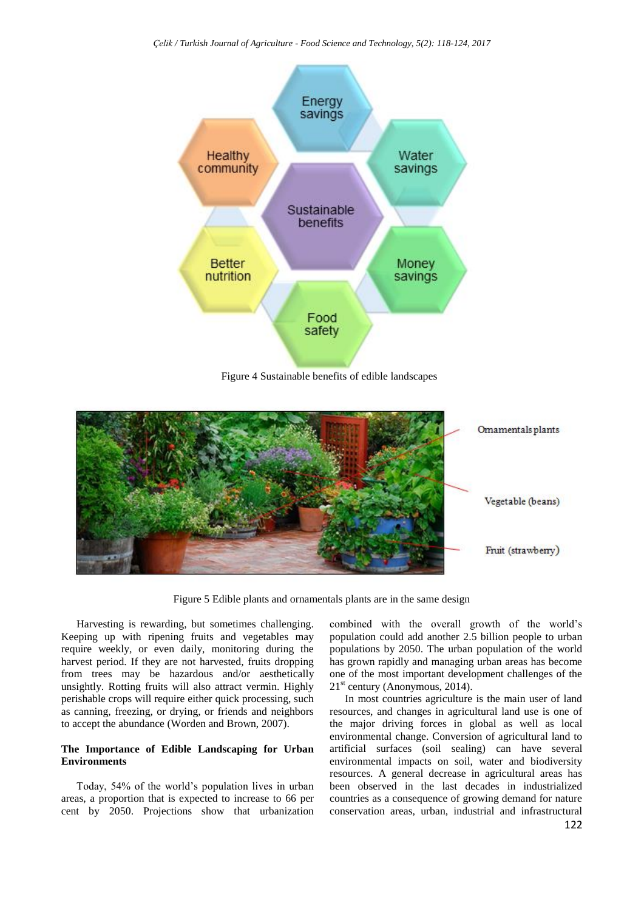Figure 4 Sustainable benefits of edible landscapes

Figure 5 Edible plants and ornamentals plants are in the same design

Harvesting is rewarding, but sometimes challenging. Keeping up with ripening fruits and vegetables may require weekly, or even daily, monitoring during the harvest period. If they are not harvested, fruits dropping from trees may be hazardous and/or aesthetically unsightly. Rotting fruits will also attract vermin. Highly perishable crops will require either quick processing, such as canning, freezing, or drying, or friends and neighbors to accept the abundance (Worden and Brown, 2007).

**The Importance of Edible Landscaping for Urban Environments**

Today, 54% of the world's population lives in urban areas, a proportion that is expected to increase to 66 per cent by 2050. Projections show that urbanization combined with the overall growth of the world's population could add another 2.5 billion people to urban populations by 2050. The urban population of the world has grown rapidly and managing urban areas has become one of the most important development challenges of the 21st century (Anonymous, 2014).

In most countries agriculture is the main user of land resources, and changes in agricultural land use is one of the major driving forces in global as well as local environmental change. Conversion of agricultural land to artificial surfaces (soil sealing) can have several environmental impacts on soil, water and biodiversity resources. A general decrease in agricultural areas has been observed in the last decades in industrialized countries as a consequence of growing demand for nature conservation areas, urban, industrial and infrastructural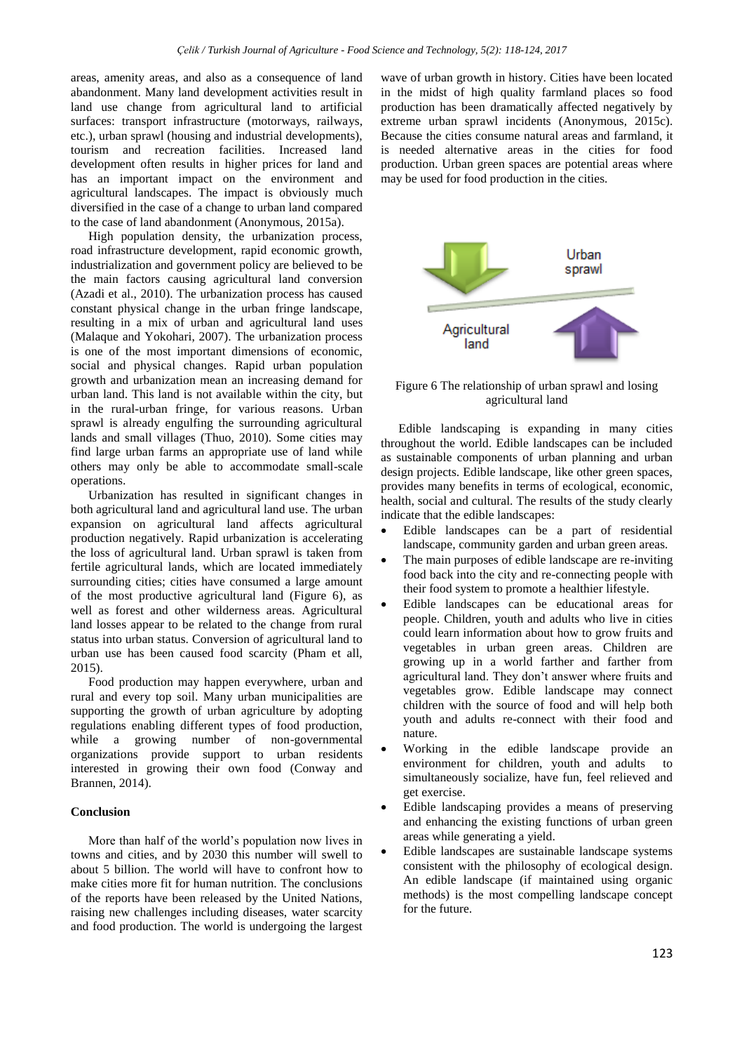areas, amenity areas, and also as a consequence of land abandonment. Many land development activities result in land use change from agricultural land to artificial surfaces: transport infrastructure (motorways, railways, etc.), urban sprawl (housing and industrial developments), tourism and recreation facilities. Increased land development often results in higher prices for land and has an important impact on the environment and agricultural landscapes. The impact is obviously much diversified in the case of a change to urban land compared to the case of land abandonment (Anonymous, 2015a).

High population density, the urbanization process, road infrastructure development, rapid economic growth, industrialization and government policy are believed to be the main factors causing agricultural land conversion (Azadi et al., 2010). The urbanization process has caused constant physical change in the urban fringe landscape, resulting in a mix of urban and agricultural land uses (Malaque and Yokohari, 2007). The urbanization process is one of the most important dimensions of economic, social and physical changes. Rapid urban population growth and urbanization mean an increasing demand for urban land. This land is not available within the city, but in the rural-urban fringe, for various reasons. Urban sprawl is already engulfing the surrounding agricultural lands and small villages (Thuo, 2010). Some cities may find large urban farms an appropriate use of land while others may only be able to accommodate small-scale operations.

Urbanization has resulted in significant changes in both agricultural land and agricultural land use. The urban expansion on agricultural land affects agricultural production negatively. Rapid urbanization is accelerating the loss of agricultural land. Urban sprawl is taken from fertile agricultural lands, which are located immediately surrounding cities; cities have consumed a large amount of the most productive agricultural land (Figure 6), as well as forest and other wilderness areas. Agricultural land losses appear to be related to the change from rural status into urban status. Conversion of agricultural land to urban use has been caused food scarcity (Pham et all, 2015).

Food production may happen everywhere, urban and rural and every top soil. Many urban municipalities are supporting the growth of urban agriculture by adopting regulations enabling different types of food production, while a growing number of non-governmental organizations provide support to urban residents interested in growing their own food (Conway and Brannen, 2014).

## Conclusion

More than half of the world's population now lives in towns and cities, and by 2030 this number will swell to about 5 billion. The world will have to confront how to make cities more fit for human nutrition. The conclusions of the reports have been released by the United Nations, raising new challenges including diseases, water scarcity and food production. The world is undergoing the largest wave of urban growth in history. Cities have been located in the midst of high quality farmland places so food production has been dramatically affected negatively by extreme urban sprawl incidents (Anonymous, 2015c). Because the cities consume natural areas and farmland, it is needed alternative areas in the cities for food production. Urban green spaces are potential areas where may be used for food production in the cities.

Urban sprawl

Agricultural land

Figure 6 The relationship of urban sprawl and losing agricultural land

Edible landscaping is expanding in many cities throughout the world. Edible landscapes can be included as sustainable components of urban planning and urban design projects. Edible landscape, like other green spaces, provides many benefits in terms of ecological, economic, health, social and cultural. The results of the study clearly indicate that the edible landscapes:

- Edible landscapes can be a part of residential landscape, community garden and urban green areas.
- The main purposes of edible landscape are re-inviting food back into the city and re-connecting people with their food system to promote a healthier lifestyle.
- Edible landscapes can be educational areas for people. Children, youth and adults who live in cities could learn information about how to grow fruits and vegetables in urban green areas. Children are growing up in a world farther and farther from agricultural land. They don't answer where fruits and vegetables grow. Edible landscape may connect children with the source of food and will help both youth and adults re-connect with their food and nature.
- Working in the edible landscape provide an environment for children, youth and adults to simultaneously socialize, have fun, feel relieved and get exercise.
- Edible landscaping provides a means of preserving and enhancing the existing functions of urban green areas while generating a yield.
- Edible landscapes are sustainable landscape systems consistent with the philosophy of ecological design. An edible landscape (if maintained using organic methods) is the most compelling landscape concept for the future.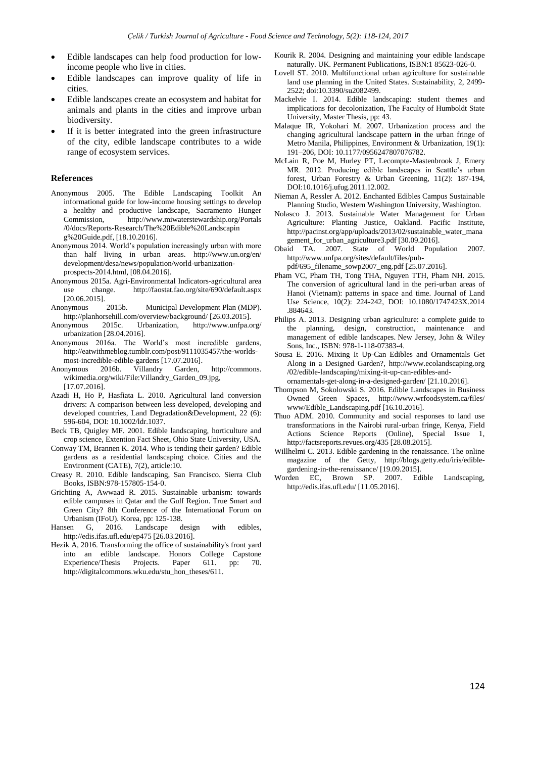- Edible landscapes can help food production for low-income people who live in cities.
- Edible landscapes can improve quality of life in cities.
- Edible landscapes create an ecosystem and habitat for animals and plants in the cities and improve urban biodiversity.
- If it is better integrated into the green infrastructure of the city, edible landscape contributes to a wide range of ecosystem services.

## References

Anonymous 2005. The Edible Landscaping Toolkit An informational guide for low-income housing settings to develop a healthy and productive landscape, Sacramento Hunger Commission, http://www.miwaterstewardship.org/Portals/0/docs/Reports-Research/The%20Edible%20Landscaping%20Guide.pdf, [18.10.2016].

Anonymous 2014. World's population increasingly urban with more than half living in urban areas. http://www.un.org/en/development/desa/news/population/world-urbanization-prospects-2014.html, [08.04.2016].

Anonymous 2015a. Agri-Environmental Indicators-agricultural area use change. http://faostat.fao.org/site/690/default.aspx [20.06.2015].

Anonymous 2015b. Municipal Development Plan (MDP). http://planhorsehill.com/overview/background/ [26.03.2015].

Anonymous 2015c. Urbanization, http://www.unfpa.org/urbanization [28.04.2016].

Anonymous 2016a. The World's most incredible gardens, http://eatwithmeblog.tumblr.com/post/9111035457/the-worlds-most-incredible-edible-gardens [17.07.2016].

Anonymous 2016b. Villandry Garden, http://commons.wikimedia.org/wiki/File:Villandry_Garden_09.jpg, [17.07.2016].

Azadi H, Ho P, Hasfiata L. 2010. Agricultural land conversion drivers: A comparison between less developed, developing and developed countries, Land Degradation&Development, 22 (6): 596-604, DOI: 10.1002/ldr.1037.

Beck TB, Quigley MF. 2001. Edible landscaping, horticulture and crop science, Extention Fact Sheet, Ohio State University, USA.

Conway TM, Brannen K. 2014. Who is tending their garden? Edible gardens as a residential landscaping choice. Cities and the Environment (CATE), 7(2), article:10.

Creasy R. 2010. Edible landscaping, San Francisco. Sierra Club Books, ISBN:978-157805-154-0.

Grichting A, Awwaad R. 2015. Sustainable urbanism: towards edible campuses in Qatar and the Gulf Region. True Smart and Green City? 8th Conference of the International Forum on Urbanism (IFoU). Korea, pp: 125-138.

Hansen G, 2016. Landscape design with edibles, http://edis.ifas.ufl.edu/ep475 [26.03.2016].

Hezik A, 2016. Transforming the office of sustainability's front yard into an edible landscape. Honors College Capstone Experience/Thesis Projects. Paper 611. pp: 70. http://digitalcommons.wku.edu/stu_hon_theses/611.

Kourik R. 2004. Designing and maintaining your edible landscape naturally. UK. Permanent Publications, ISBN:1 85623-026-0.

Lovell ST. 2010. Multifunctional urban agriculture for sustainable land use planning in the United States. Sustainability, 2, 2499-2522; doi:10.3390/su2082499.

Mackelvie I. 2014. Edible landscaping: student themes and implications for decolonization, The Faculty of Humboldt State University, Master Thesis, pp: 43.

Malaque IR, Yokohari M. 2007. Urbanization process and the changing agricultural landscape pattern in the urban fringe of Metro Manila, Philippines, Environment & Urbanization, 19(1): 191–206, DOI: 10.1177/0956247807076782.

McLain R, Poe M, Hurley PT, Lecompte-Mastenbrook J, Emery MR. 2012. Producing edible landscapes in Seattle's urban forest, Urban Forestry & Urban Greening, 11(2): 187-194, DOI:10.1016/j.ufug.2011.12.002.

Nieman A, Ressler A. 2012. Enchanted Edibles Campus Sustainable Planning Studio, Western Washington University, Washington.

Nolasco J. 2013. Sustainable Water Management for Urban Agriculture: Planting Justice, Oakland. Pacific Institute, http://pacinst.org/app/uploads/2013/02/sustainable_water_management_for_urban_agriculture3.pdf [30.09.2016].

Obaid TA. 2007. State of World Population 2007. http://www.unfpa.org/sites/default/files/pub-pdf/695_filename_sowp2007_eng.pdf [25.07.2016].

Pham VC, Pham TH, Tong THA, Nguyen TTH, Pham NH. 2015. The conversion of agricultural land in the peri-urban areas of Hanoi (Vietnam): patterns in space and time. Journal of Land Use Science, 10(2): 224-242, DOI: 10.1080/1747423X.2014.884643.

Philips A. 2013. Designing urban agriculture: a complete guide to the planning, design, construction, maintenance and management of edible landscapes. New Jersey, John & Wiley Sons, Inc., ISBN: 978-1-118-07383-4.

Sousa E. 2016. Mixing It Up-Can Edibles and Ornamentals Get Along in a Designed Garden?, http://www.ecolandscaping.org/02/edible-landscaping/mixing-it-up-can-edibles-and-ornamentals-get-along-in-a-designed-garden/ [21.10.2016].

Thompson M, Sokolowski S. 2016. Edible Landscapes in Business Owned Green Spaces, http://www.wrfoodsystem.ca/files/www/Edible_Landscaping.pdf [16.10.2016].

Thuo ADM. 2010. Community and social responses to land use transformations in the Nairobi rural-urban fringe, Kenya, Field Actions Science Reports (Online), Special Issue 1, http://factsreports.revues.org/435 [28.08.2015].

Willhelmi C. 2013. Edible gardening in the renaissance. The online magazine of the Getty, http://blogs.getty.edu/iris/edible-gardening-in-the-renaissance/ [19.09.2015].

Worden EC, Brown SP. 2007. Edible Landscaping, http://edis.ifas.ufl.edu/ [11.05.2016].